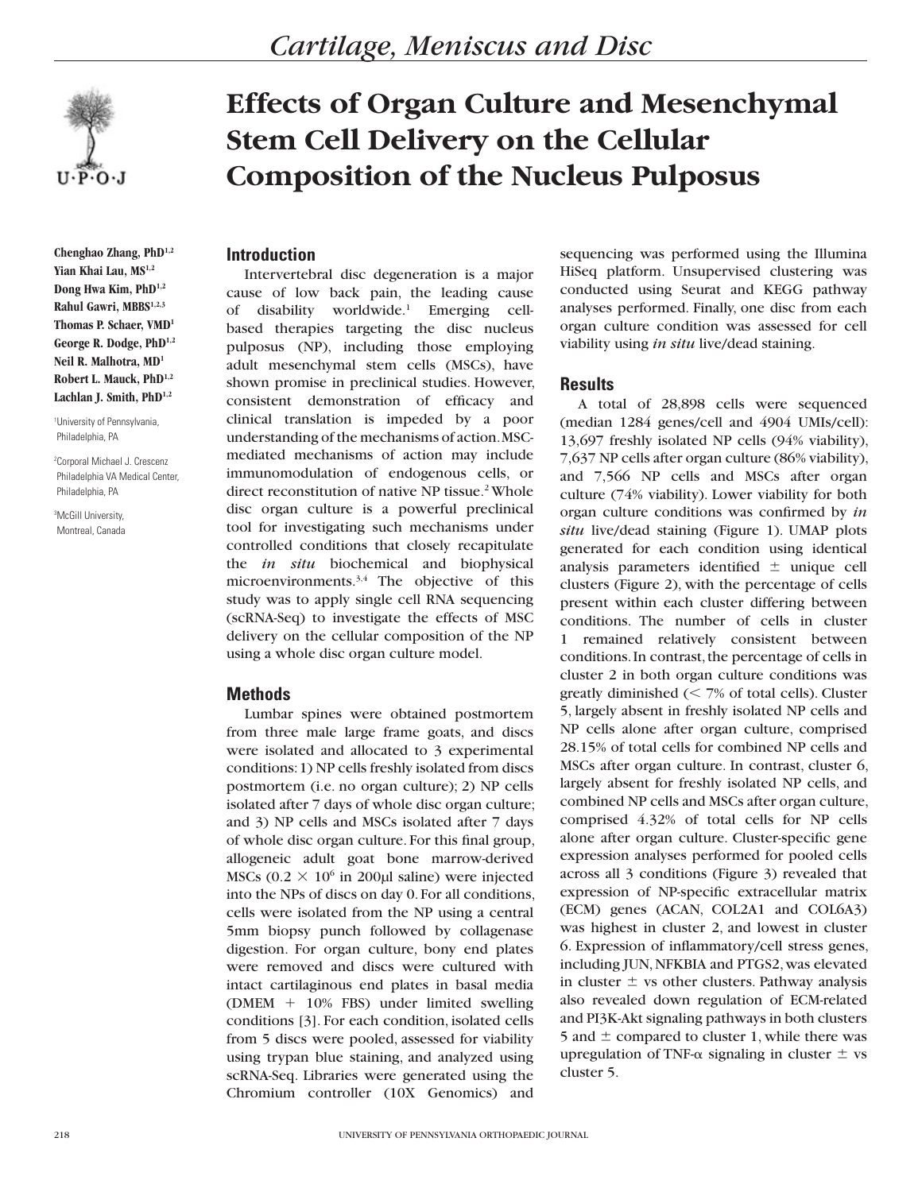# Effects of Organ Culture and Mesenchymal Stem Cell Delivery on the Cellular Composition of the Nucleus Pulposus

**Chenghao Zhang, PhD**[1,2]
**Yian Khai Lau, MS**[1,2]
**Dong Hwa Kim, PhD**[1,2]
**Rahul Gawri, MBBS**[1,2,3]
**Thomas P. Schaer, VMD**[1]
**George R. Dodge, PhD**[1,2]
**Neil R. Malhotra, MD**[1]
**Robert L. Mauck, PhD**[1,2]
**Lachlan J. Smith, PhD**[1,2]

[1]University of Pennsylvania, Philadelphia, PA

[2]Corporal Michael J. Crescenz Philadelphia VA Medical Center, Philadelphia, PA

[3]McGill University, Montreal, Canada

## Introduction

Intervertebral disc degeneration is a major cause of low back pain, the leading cause of disability worldwide.[1] Emerging cell-based therapies targeting the disc nucleus pulposus (NP), including those employing adult mesenchymal stem cells (MSCs), have shown promise in preclinical studies. However, consistent demonstration of efficacy and clinical translation is impeded by a poor understanding of the mechanisms of action. MSC-mediated mechanisms of action may include immunomodulation of endogenous cells, or direct reconstitution of native NP tissue.[2] Whole disc organ culture is a powerful preclinical tool for investigating such mechanisms under controlled conditions that closely recapitulate the *in situ* biochemical and biophysical microenvironments.[3,4] The objective of this study was to apply single cell RNA sequencing (scRNA-Seq) to investigate the effects of MSC delivery on the cellular composition of the NP using a whole disc organ culture model.

## Methods

Lumbar spines were obtained postmortem from three male large frame goats, and discs were isolated and allocated to 3 experimental conditions: 1) NP cells freshly isolated from discs postmortem (i.e. no organ culture); 2) NP cells isolated after 7 days of whole disc organ culture; and 3) NP cells and MSCs isolated after 7 days of whole disc organ culture. For this final group, allogeneic adult goat bone marrow-derived MSCs ($0.2 \times 10^6$ in 200μl saline) were injected into the NPs of discs on day 0. For all conditions, cells were isolated from the NP using a central 5mm biopsy punch followed by collagenase digestion. For organ culture, bony end plates were removed and discs were cultured with intact cartilaginous end plates in basal media (DMEM + 10% FBS) under limited swelling conditions [3]. For each condition, isolated cells from 5 discs were pooled, assessed for viability using trypan blue staining, and analyzed using scRNA-Seq. Libraries were generated using the Chromium controller (10X Genomics) and sequencing was performed using the Illumina HiSeq platform. Unsupervised clustering was conducted using Seurat and KEGG pathway analyses performed. Finally, one disc from each organ culture condition was assessed for cell viability using *in situ* live/dead staining.

## Results

A total of 28,898 cells were sequenced (median 1284 genes/cell and 4904 UMIs/cell): 13,697 freshly isolated NP cells (94% viability), 7,637 NP cells after organ culture (86% viability), and 7,566 NP cells and MSCs after organ culture (74% viability). Lower viability for both organ culture conditions was confirmed by *in situ* live/dead staining (Figure 1). UMAP plots generated for each condition using identical analysis parameters identified ± unique cell clusters (Figure 2), with the percentage of cells present within each cluster differing between conditions. The number of cells in cluster 1 remained relatively consistent between conditions. In contrast, the percentage of cells in cluster 2 in both organ culture conditions was greatly diminished (< 7% of total cells). Cluster 5, largely absent in freshly isolated NP cells and NP cells alone after organ culture, comprised 28.15% of total cells for combined NP cells and MSCs after organ culture. In contrast, cluster 6, largely absent for freshly isolated NP cells, and combined NP cells and MSCs after organ culture, comprised 4.32% of total cells for NP cells alone after organ culture. Cluster-specific gene expression analyses performed for pooled cells across all 3 conditions (Figure 3) revealed that expression of NP-specific extracellular matrix (ECM) genes (ACAN, COL2A1 and COL6A3) was highest in cluster 2, and lowest in cluster 6. Expression of inflammatory/cell stress genes, including JUN, NFKBIA and PTGS2, was elevated in cluster ± vs other clusters. Pathway analysis also revealed down regulation of ECM-related and PI3K-Akt signaling pathways in both clusters 5 and ± compared to cluster 1, while there was upregulation of TNF-α signaling in cluster ± vs cluster 5.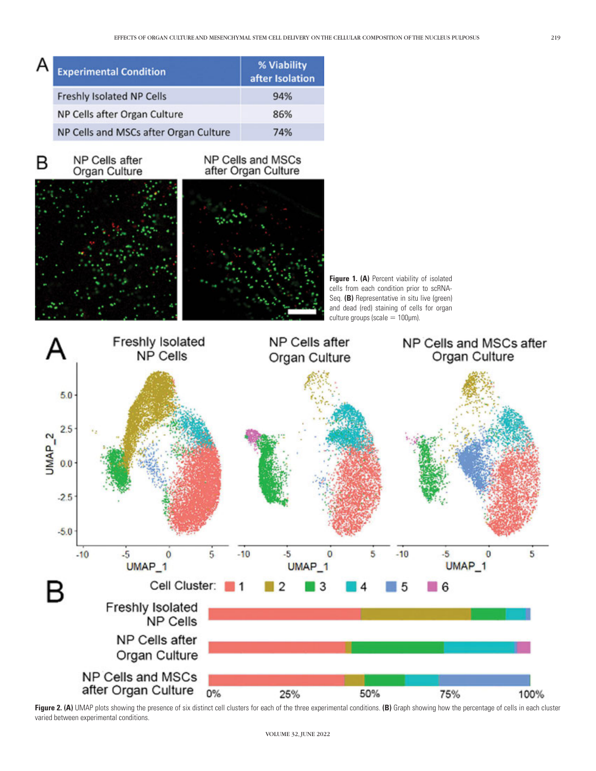| Experimental Condition | % Viability after Isolation |
|---|---|
| Freshly Isolated NP Cells | 94% |
| NP Cells after Organ Culture | 86% |
| NP Cells and MSCs after Organ Culture | 74% |

**Figure 1. (A)** Percent viability of isolated cells from each condition prior to scRNA-Seq. **(B)** Representative in situ live (green) and dead (red) staining of cells for organ culture groups (scale = 100μm).

**Figure 2. (A)** UMAP plots showing the presence of six distinct cell clusters for each of the three experimental conditions. **(B)** Graph showing how the percentage of cells in each cluster varied between experimental conditions.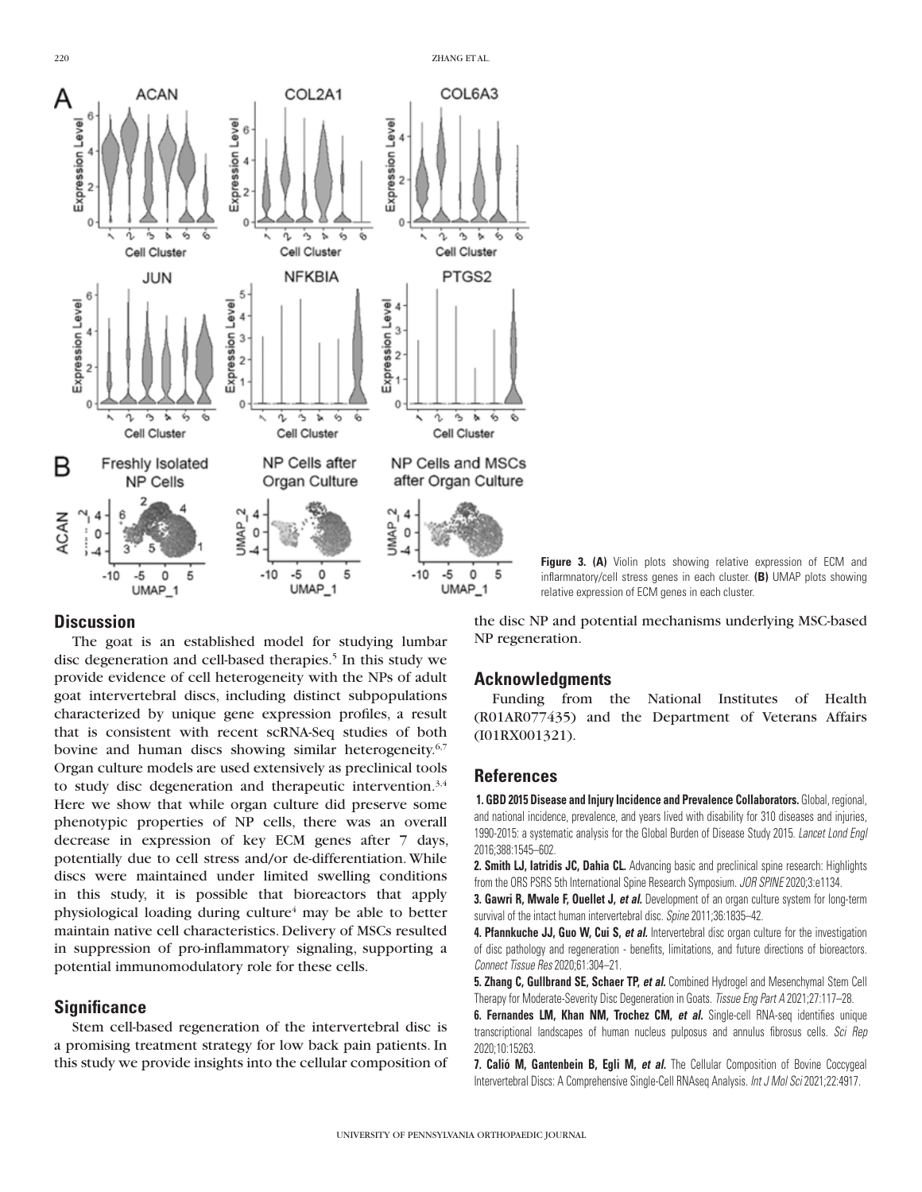A

ACAN

COL2A1

COL6A3

Expression Level

Cell Cluster

1 2 3 4 5 6

JUN

NFKBIA

PTGS2

B

Freshly Isolated NP Cells

NP Cells after Organ Culture

NP Cells and MSCs after Organ Culture

ACAN

UMAP_2

UMAP_1

**Figure 3. (A)** Violin plots showing relative expression of ECM and inflarmnatory/cell stress genes in each cluster. **(B)** UMAP plots showing relative expression of ECM genes in each cluster.

## Discussion

The goat is an established model for studying lumbar disc degeneration and cell-based therapies.[5] In this study we provide evidence of cell heterogeneity with the NPs of adult goat intervertebral discs, including distinct subpopulations characterized by unique gene expression profiles, a result that is consistent with recent scRNA-Seq studies of both bovine and human discs showing similar heterogeneity.[6,7] Organ culture models are used extensively as preclinical tools to study disc degeneration and therapeutic intervention.[3,4] Here we show that while organ culture did preserve some phenotypic properties of NP cells, there was an overall decrease in expression of key ECM genes after 7 days, potentially due to cell stress and/or de-differentiation. While discs were maintained under limited swelling conditions in this study, it is possible that bioreactors that apply physiological loading during culture[4] may be able to better maintain native cell characteristics. Delivery of MSCs resulted in suppression of pro-inflammatory signaling, supporting a potential immunomodulatory role for these cells.

## Significance

Stem cell-based regeneration of the intervertebral disc is a promising treatment strategy for low back pain patients. In this study we provide insights into the cellular composition of the disc NP and potential mechanisms underlying MSC-based NP regeneration.

## Acknowledgments

Funding from the National Institutes of Health (R01AR077435) and the Department of Veterans Affairs (I01RX001321).

## References

**1. GBD 2015 Disease and Injury Incidence and Prevalence Collaborators.** Global, regional, and national incidence, prevalence, and years lived with disability for 310 diseases and injuries, 1990-2015: a systematic analysis for the Global Burden of Disease Study 2015. *Lancet Lond Engl* 2016;388:1545–602.

**2. Smith LJ, Iatridis JC, Dahia CL.** Advancing basic and preclinical spine research: Highlights from the ORS PSRS 5th International Spine Research Symposium. *JOR SPINE* 2020;3:e1134.

**3. Gawri R, Mwale F, Ouellet J, *et al.*** Development of an organ culture system for long-term survival of the intact human intervertebral disc. *Spine* 2011;36:1835–42.

**4. Pfannkuche JJ, Guo W, Cui S, *et al.*** Intervertebral disc organ culture for the investigation of disc pathology and regeneration - benefits, limitations, and future directions of bioreactors. *Connect Tissue Res* 2020;61:304–21.

**5. Zhang C, Gullbrand SE, Schaer TP, *et al.*** Combined Hydrogel and Mesenchymal Stem Cell Therapy for Moderate-Severity Disc Degeneration in Goats. *Tissue Eng Part A* 2021;27:117–28.

**6. Fernandes LM, Khan NM, Trochez CM, *et al.*** Single-cell RNA-seq identifies unique transcriptional landscapes of human nucleus pulposus and annulus fibrosus cells. *Sci Rep* 2020;10:15263.

**7. Calió M, Gantenbein B, Egli M, *et al.*** The Cellular Composition of Bovine Coccygeal Intervertebral Discs: A Comprehensive Single-Cell RNAseq Analysis. *Int J Mol Sci* 2021;22:4917.